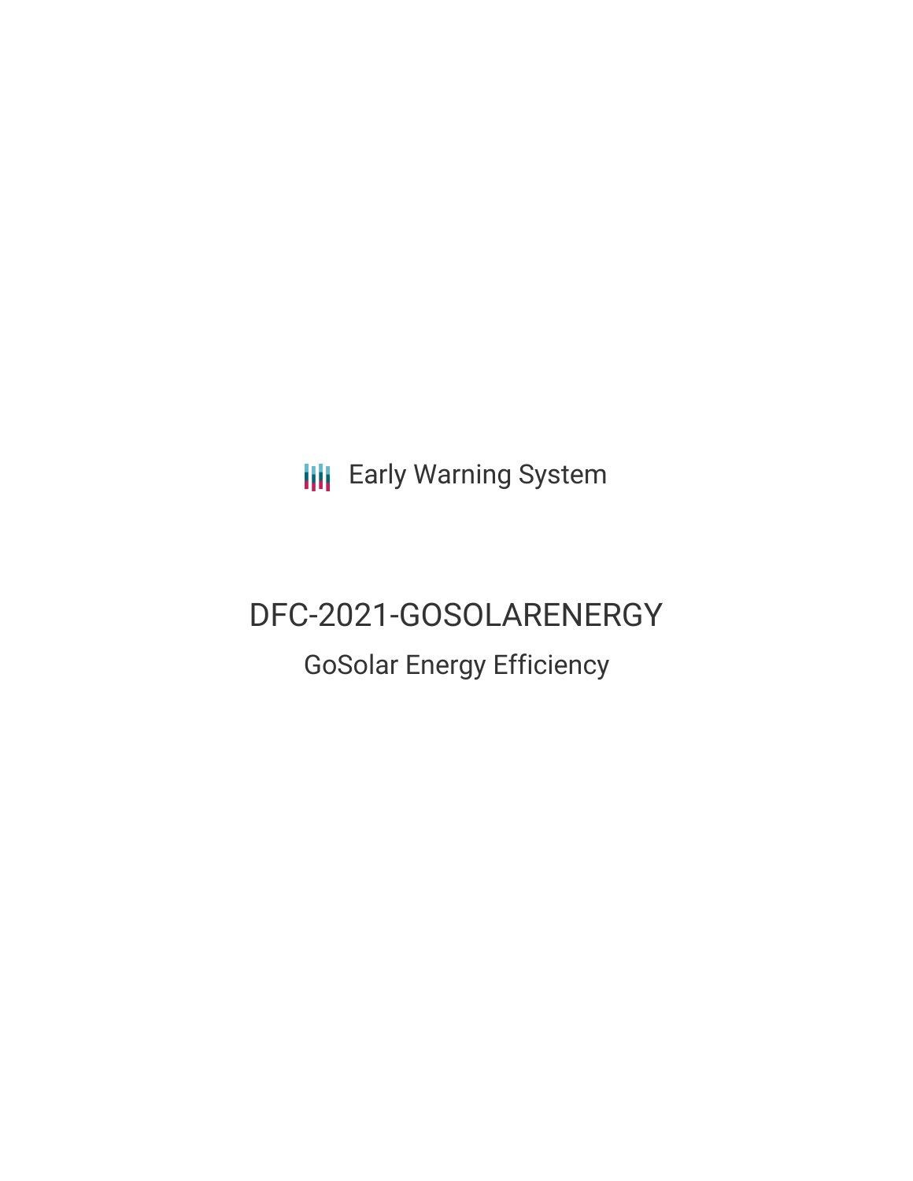Early Warning System

# DFC-2021-GOSOLARENERGY

## GoSolar Energy Efficiency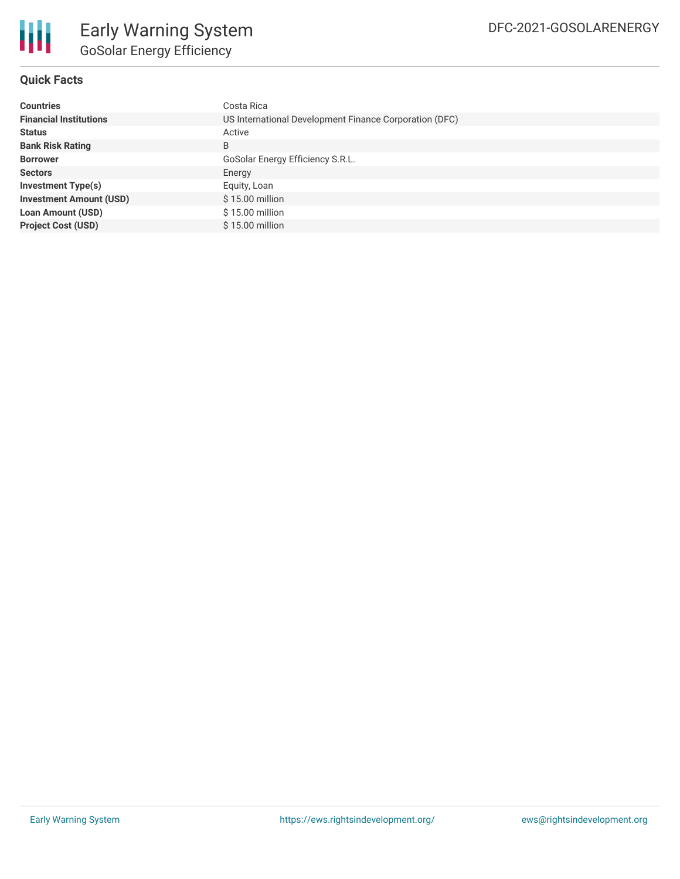# Early Warning System

## GoSolar Energy Efficiency

DFC-2021-GOSOLARENERGY

### Quick Facts

| | |
|---|---|
| **Countries** | Costa Rica |
| **Financial Institutions** | US International Development Finance Corporation (DFC) |
| **Status** | Active |
| **Bank Risk Rating** | B |
| **Borrower** | GoSolar Energy Efficiency S.R.L. |
| **Sectors** | Energy |
| **Investment Type(s)** | Equity, Loan |
| **Investment Amount (USD)** | $ 15.00 million |
| **Loan Amount (USD)** | $ 15.00 million |
| **Project Cost (USD)** | $ 15.00 million |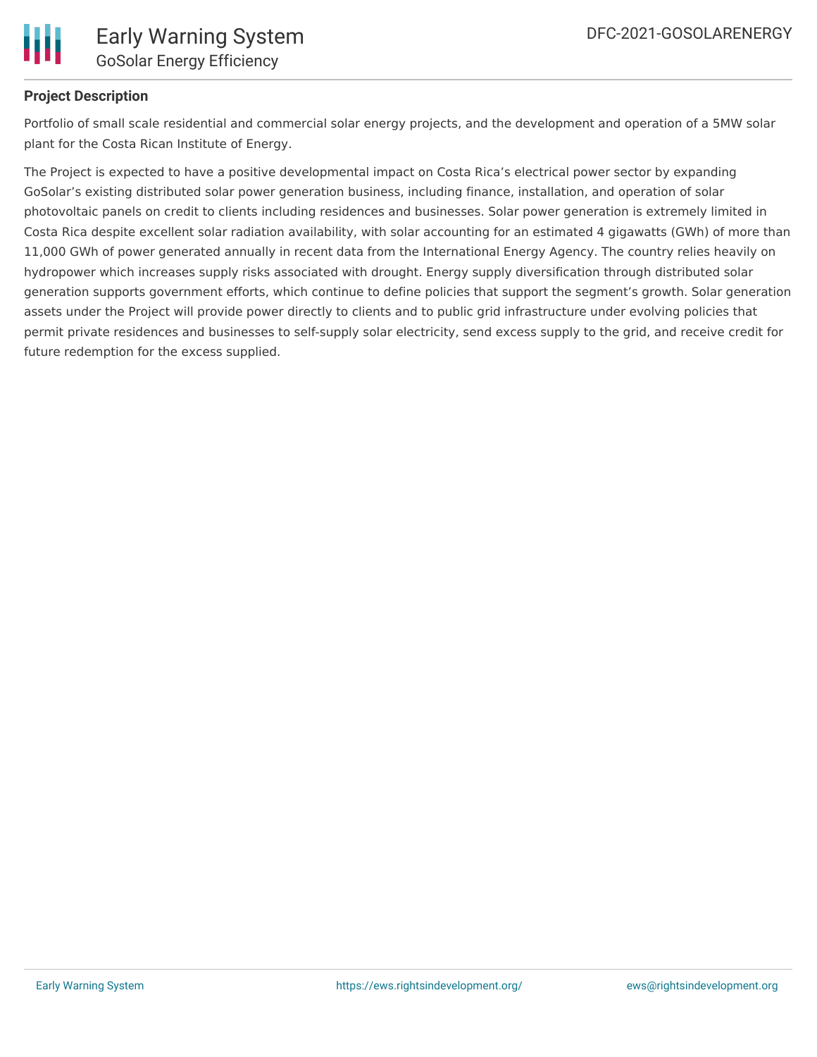### Project Description

Portfolio of small scale residential and commercial solar energy projects, and the development and operation of a 5MW solar plant for the Costa Rican Institute of Energy.

The Project is expected to have a positive developmental impact on Costa Rica's electrical power sector by expanding GoSolar's existing distributed solar power generation business, including finance, installation, and operation of solar photovoltaic panels on credit to clients including residences and businesses. Solar power generation is extremely limited in Costa Rica despite excellent solar radiation availability, with solar accounting for an estimated 4 gigawatts (GWh) of more than 11,000 GWh of power generated annually in recent data from the International Energy Agency. The country relies heavily on hydropower which increases supply risks associated with drought. Energy supply diversification through distributed solar generation supports government efforts, which continue to define policies that support the segment's growth. Solar generation assets under the Project will provide power directly to clients and to public grid infrastructure under evolving policies that permit private residences and businesses to self-supply solar electricity, send excess supply to the grid, and receive credit for future redemption for the excess supplied.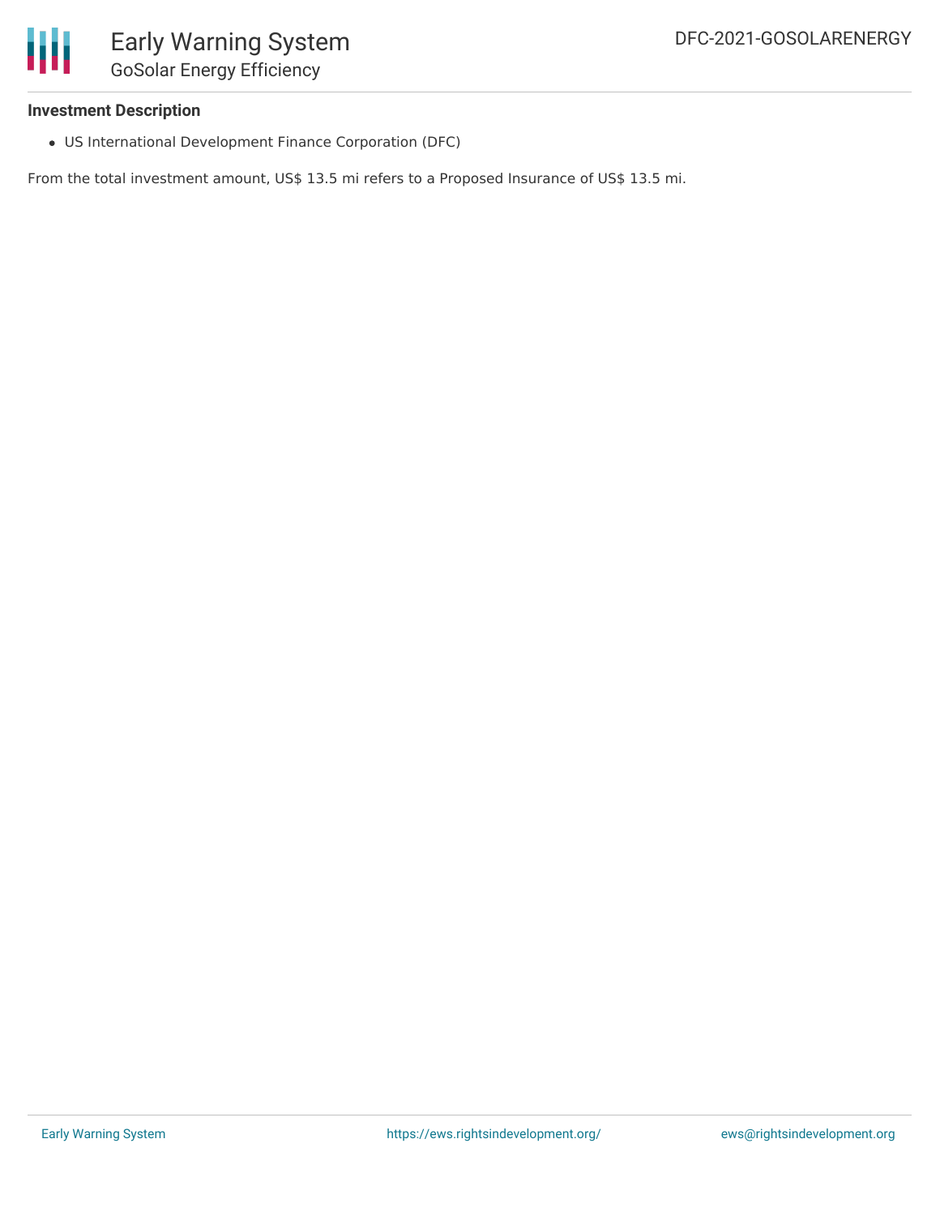**Investment Description**

- US International Development Finance Corporation (DFC)

From the total investment amount, US$ 13.5 mi refers to a Proposed Insurance of US$ 13.5 mi.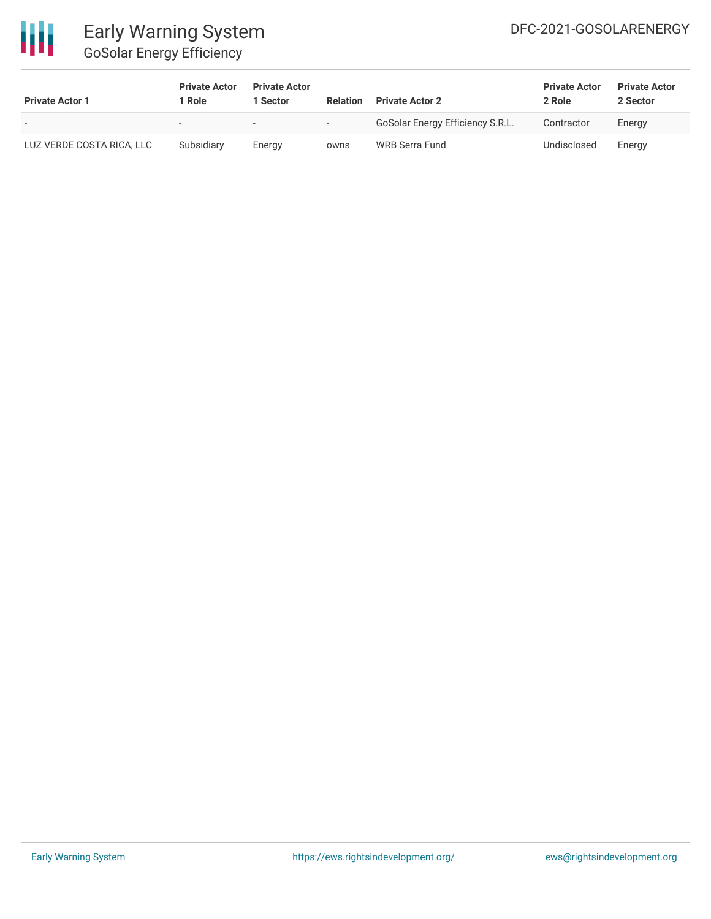| Private Actor 1 | Private Actor 1 Role | Private Actor 1 Sector | Relation | Private Actor 2 | Private Actor 2 Role | Private Actor 2 Sector |
|---|---|---|---|---|---|---|
| - | - | - | - | GoSolar Energy Efficiency S.R.L. | Contractor | Energy |
| LUZ VERDE COSTA RICA, LLC | Subsidiary | Energy | owns | WRB Serra Fund | Undisclosed | Energy |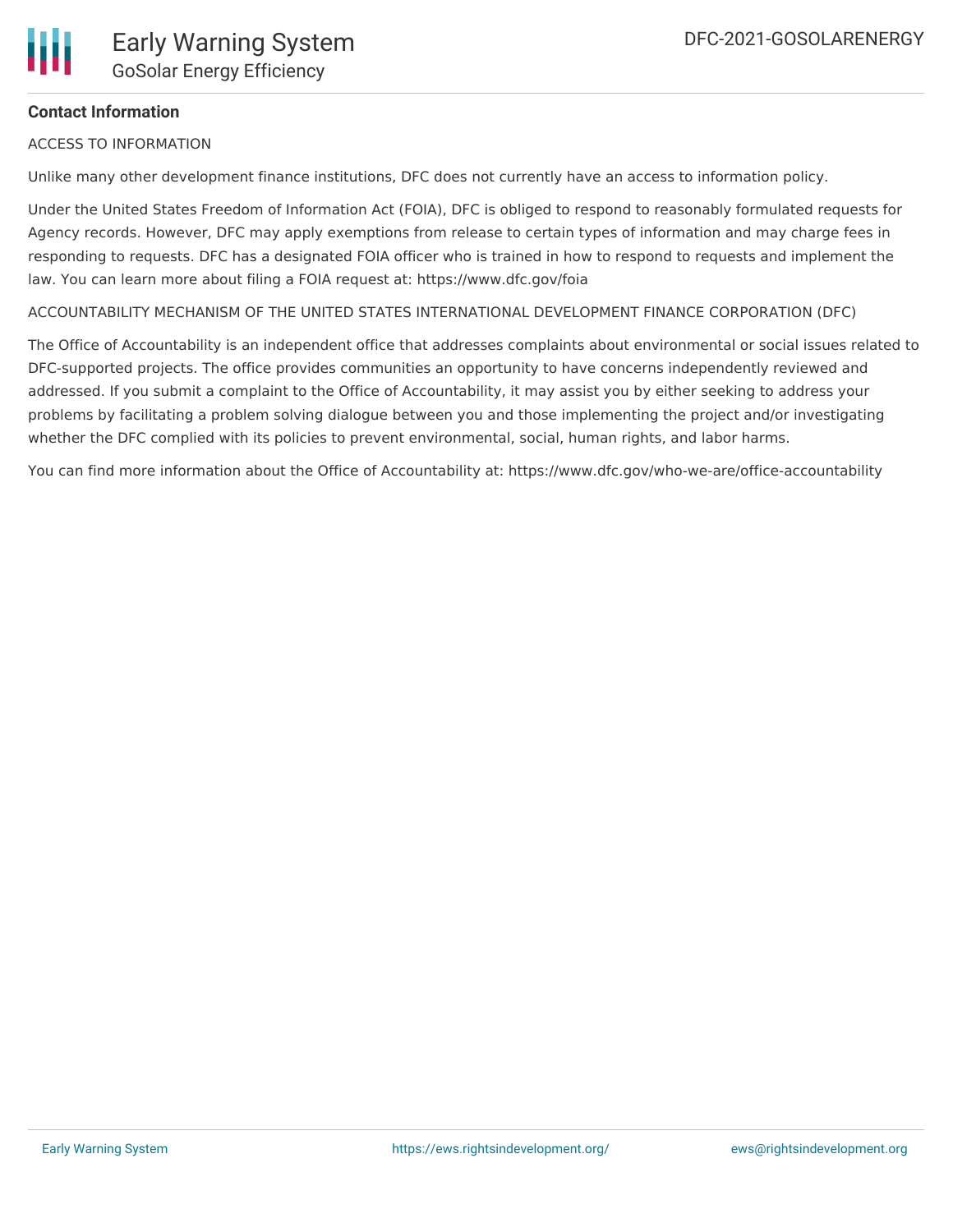**Contact Information**

ACCESS TO INFORMATION

Unlike many other development finance institutions, DFC does not currently have an access to information policy.

Under the United States Freedom of Information Act (FOIA), DFC is obliged to respond to reasonably formulated requests for Agency records. However, DFC may apply exemptions from release to certain types of information and may charge fees in responding to requests. DFC has a designated FOIA officer who is trained in how to respond to requests and implement the law. You can learn more about filing a FOIA request at: https://www.dfc.gov/foia

ACCOUNTABILITY MECHANISM OF THE UNITED STATES INTERNATIONAL DEVELOPMENT FINANCE CORPORATION (DFC)

The Office of Accountability is an independent office that addresses complaints about environmental or social issues related to DFC-supported projects. The office provides communities an opportunity to have concerns independently reviewed and addressed. If you submit a complaint to the Office of Accountability, it may assist you by either seeking to address your problems by facilitating a problem solving dialogue between you and those implementing the project and/or investigating whether the DFC complied with its policies to prevent environmental, social, human rights, and labor harms.

You can find more information about the Office of Accountability at: https://www.dfc.gov/who-we-are/office-accountability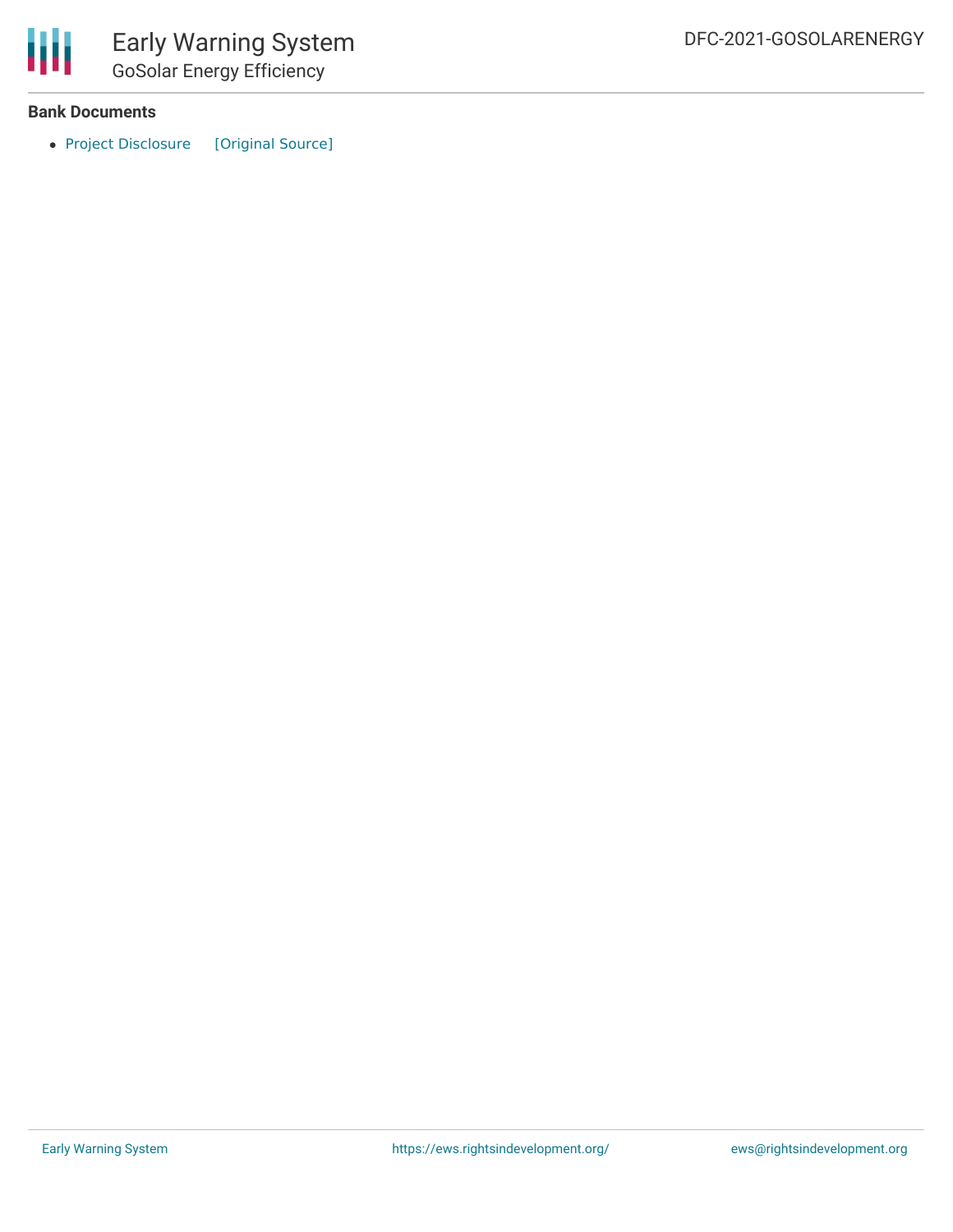**Bank Documents**

- Project Disclosure [Original Source]